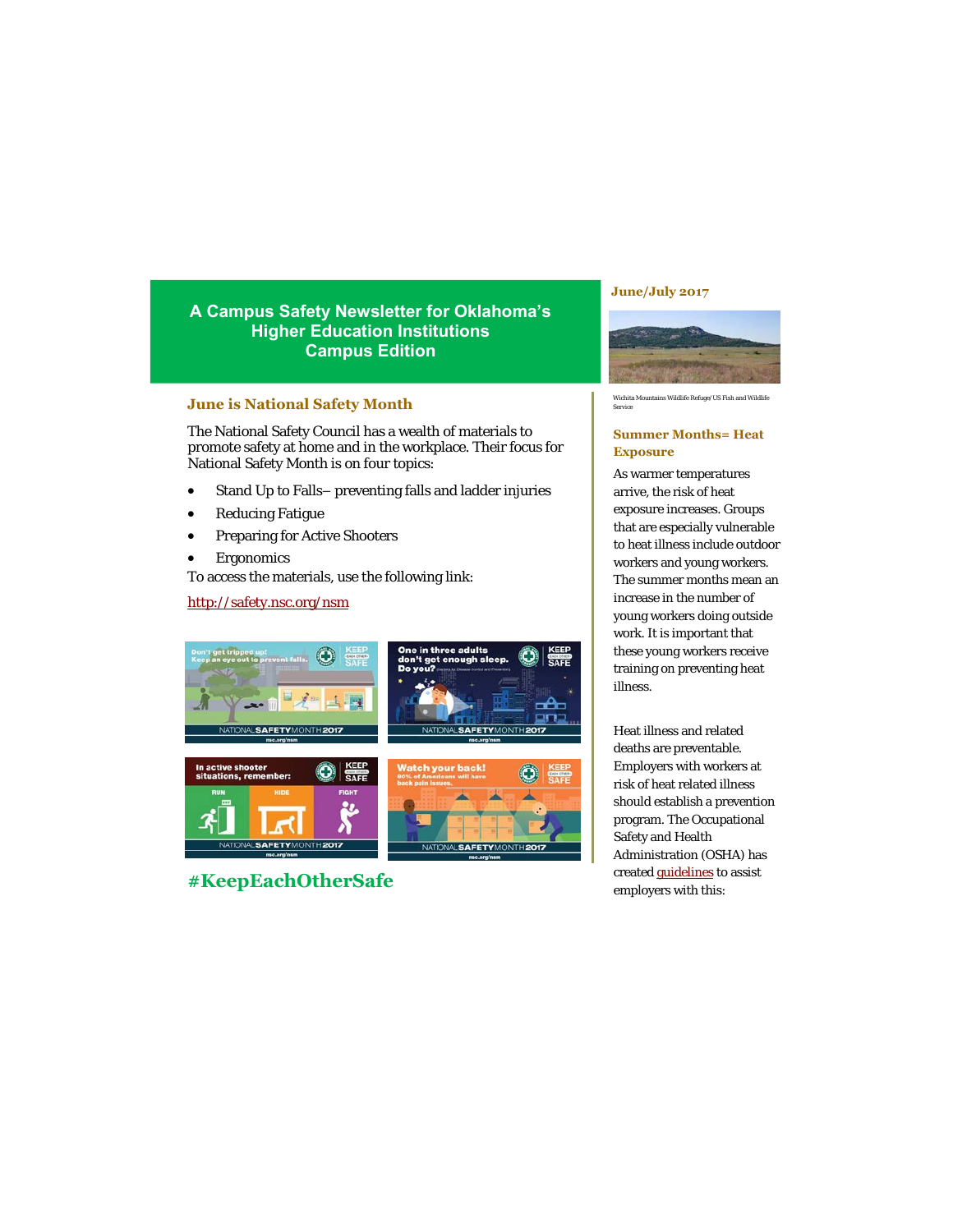# A Campus Safety Newsletter for Oklahoma's Higher Education Institutions
## Campus Edition

June/July 2017

## June is National Safety Month

The National Safety Council has a wealth of materials to promote safety at home and in the workplace. Their focus for National Safety Month is on four topics:

- Stand Up to Falls– preventing falls and ladder injuries
- Reducing Fatigue
- Preparing for Active Shooters
- Ergonomics

To access the materials, use the following link:

[http://safety.nsc.org/nsm](http://safety.nsc.org/nsm)

**#KeepEachOtherSafe**

Wichita Mountains Wildlife Refuge/ US Fish and Wildlife Service

## Summer Months= Heat Exposure

As warmer temperatures arrive, the risk of heat exposure increases. Groups that are especially vulnerable to heat illness include outdoor workers and young workers. The summer months mean an increase in the number of young workers doing outside work. It is important that these young workers receive training on preventing heat illness.

Heat illness and related deaths are preventable. Employers with workers at risk of heat related illness should establish a prevention program. The Occupational Safety and Health Administration (OSHA) has created guidelines to assist employers with this: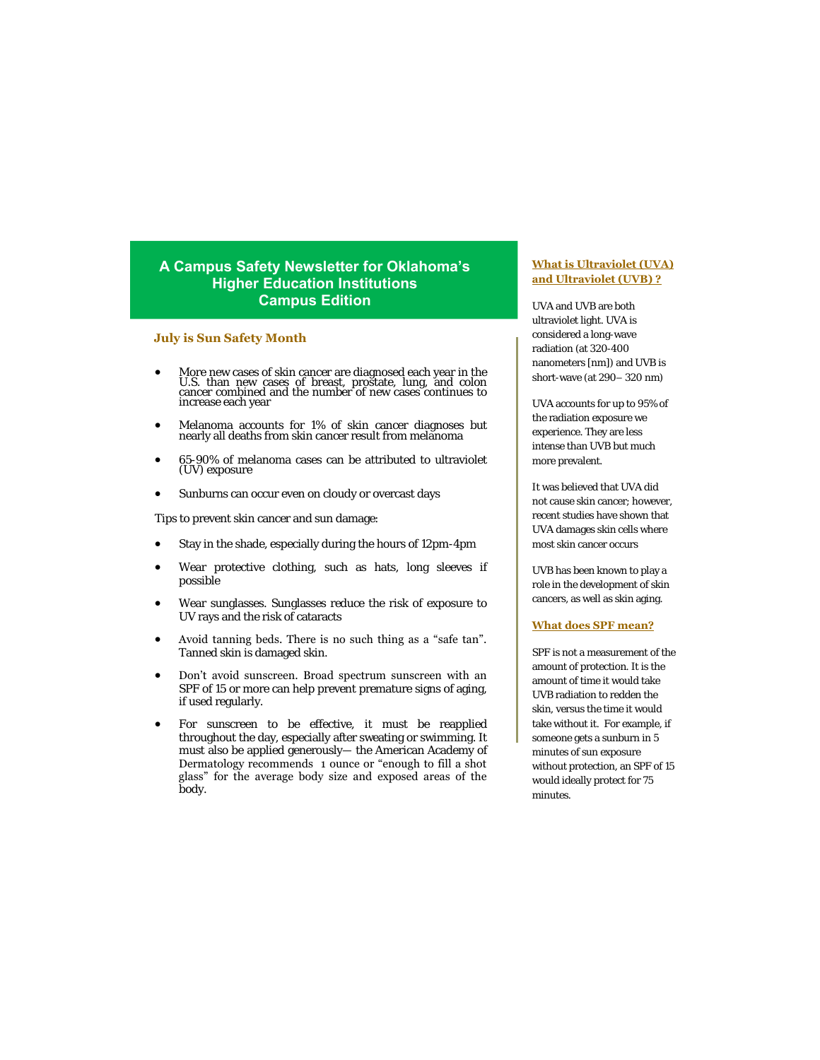# A Campus Safety Newsletter for Oklahoma's Higher Education Institutions Campus Edition

## July is Sun Safety Month

- More new cases of skin cancer are diagnosed each year in the U.S. than new cases of breast, prostate, lung, and colon cancer combined and the number of new cases continues to increase each year
- Melanoma accounts for 1% of skin cancer diagnoses but nearly all deaths from skin cancer result from melanoma
- 65-90% of melanoma cases can be attributed to ultraviolet (UV) exposure
- Sunburns can occur even on cloudy or overcast days

Tips to prevent skin cancer and sun damage:

- Stay in the shade, especially during the hours of 12pm-4pm
- Wear protective clothing, such as hats, long sleeves if possible
- Wear sunglasses. Sunglasses reduce the risk of exposure to UV rays and the risk of cataracts
- Avoid tanning beds. There is no such thing as a "safe tan". Tanned skin is damaged skin.
- Don't avoid sunscreen. Broad spectrum sunscreen with an SPF of 15 or more can help prevent premature signs of aging, if used regularly.
- For sunscreen to be effective, it must be reapplied throughout the day, especially after sweating or swimming. It must also be applied generously— the American Academy of Dermatology recommends 1 ounce or "enough to fill a shot glass" for the average body size and exposed areas of the body.

### What is Ultraviolet (UVA) and Ultraviolet (UVB) ?

UVA and UVB are both ultraviolet light. UVA is considered a long-wave radiation (at 320-400 nanometers [nm]) and UVB is short-wave (at 290– 320 nm)

UVA accounts for up to 95% of the radiation exposure we experience. They are less intense than UVB but much more prevalent.

It was believed that UVA did not cause skin cancer; however, recent studies have shown that UVA damages skin cells where most skin cancer occurs

UVB has been known to play a role in the development of skin cancers, as well as skin aging.

### What does SPF mean?

SPF is not a measurement of the amount of protection. It is the amount of time it would take UVB radiation to redden the skin, versus the time it would take without it. For example, if someone gets a sunburn in 5 minutes of sun exposure without protection, an SPF of 15 would ideally protect for 75 minutes.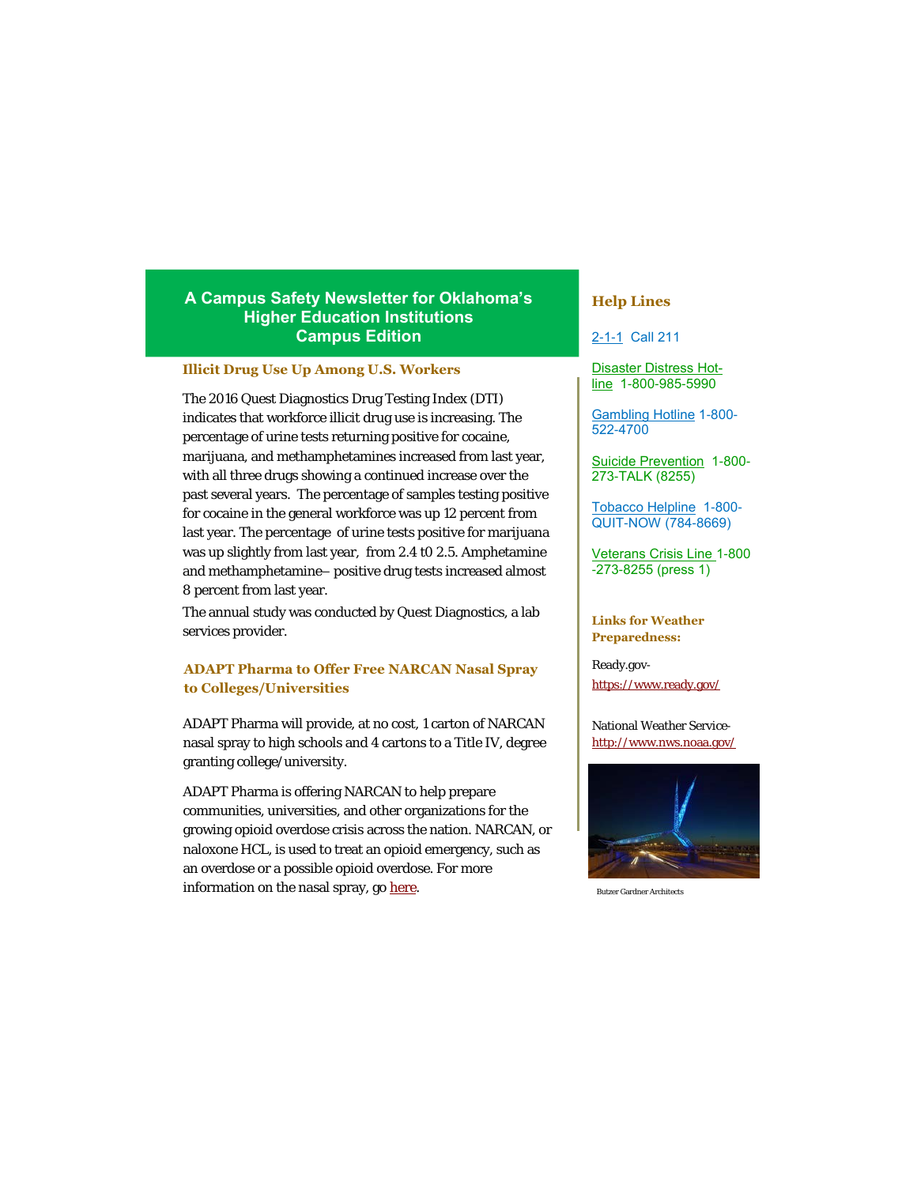## A Campus Safety Newsletter for Oklahoma's Higher Education Institutions Campus Edition

### Illicit Drug Use Up Among U.S. Workers

The 2016 Quest Diagnostics Drug Testing Index (DTI) indicates that workforce illicit drug use is increasing. The percentage of urine tests returning positive for cocaine, marijuana, and methamphetamines increased from last year, with all three drugs showing a continued increase over the past several years. The percentage of samples testing positive for cocaine in the general workforce was up 12 percent from last year. The percentage of urine tests positive for marijuana was up slightly from last year, from 2.4 t0 2.5. Amphetamine and methamphetamine– positive drug tests increased almost 8 percent from last year.

The annual study was conducted by Quest Diagnostics, a lab services provider.

### ADAPT Pharma to Offer Free NARCAN Nasal Spray to Colleges/Universities

ADAPT Pharma will provide, at no cost, 1 carton of NARCAN nasal spray to high schools and 4 cartons to a Title IV, degree granting college/university.

ADAPT Pharma is offering NARCAN to help prepare communities, universities, and other organizations for the growing opioid overdose crisis across the nation. NARCAN, or naloxone HCL, is used to treat an opioid emergency, such as an overdose or a possible opioid overdose. For more information on the nasal spray, go here.

### Help Lines

2-1-1 Call 211

Disaster Distress Hotline 1-800-985-5990

Gambling Hotline 1-800-522-4700

Suicide Prevention 1-800-273-TALK (8255)

Tobacco Helpline 1-800-QUIT-NOW (784-8669)

Veterans Crisis Line 1-800-273-8255 (press 1)

### Links for Weather Preparedness:

Ready.gov- https://www.ready.gov/

National Weather Service- http://www.nws.noaa.gov/

Butzer Gardner Architects